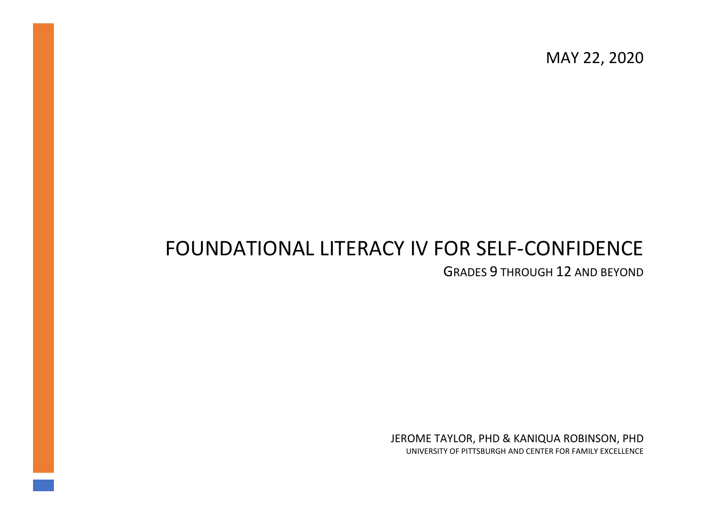MAY 22, 2020

# FOUNDATIONAL LITERACY IV FOR SELF-CONFIDENCE

GRADES 9 THROUGH 12 AND BEYOND

JEROME TAYLOR, PHD & KANIQUA ROBINSON, PHD

UNIVERSITY OF PITTSBURGH AND CENTER FOR FAMILY EXCELLENCE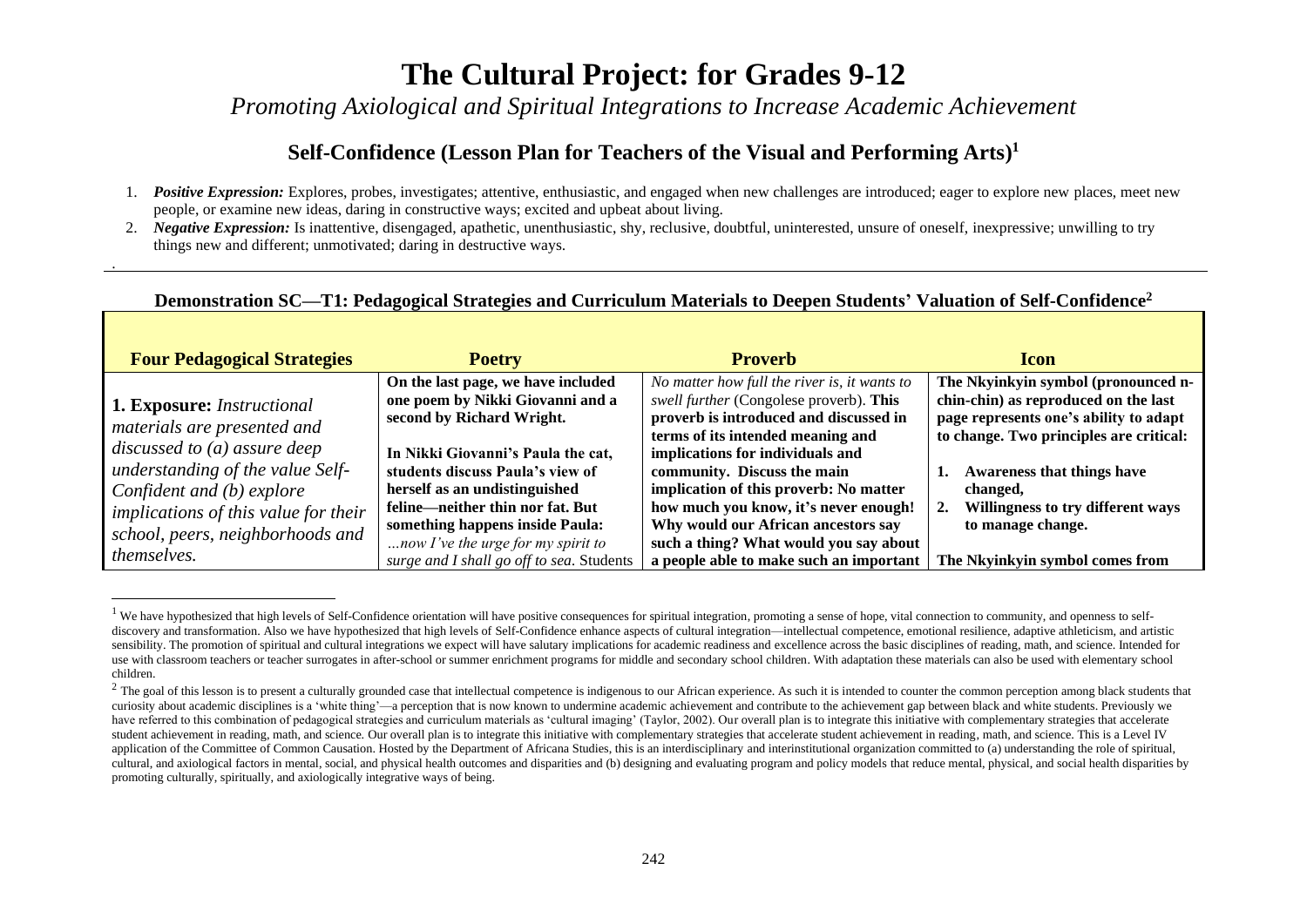# The Cultural Project: for Grades 9-12

*Promoting Axiological and Spiritual Integrations to Increase Academic Achievement*

## Self-Confidence (Lesson Plan for Teachers of the Visual and Performing Arts)[1]

1. ***Positive Expression:*** Explores, probes, investigates; attentive, enthusiastic, and engaged when new challenges are introduced; eager to explore new places, meet new people, or examine new ideas, daring in constructive ways; excited and upbeat about living.
2. ***Negative Expression:*** Is inattentive, disengaged, apathetic, unenthusiastic, shy, reclusive, doubtful, uninterested, unsure of oneself, inexpressive; unwilling to try things new and different; unmotivated; daring in destructive ways.

### Demonstration SC—T1: Pedagogical Strategies and Curriculum Materials to Deepen Students' Valuation of Self-Confidence[2]

| Four Pedagogical Strategies | Poetry | Proverb | Icon |
|---|---|---|---|
| **1. Exposure:** *Instructional materials are presented and discussed to (a) assure deep understanding of the value Self-Confident and (b) explore implications of this value for their school, peers, neighborhoods and themselves.* | **On the last page, we have included one poem by Nikki Giovanni and a second by Richard Wright.**<br><br>**In Nikki Giovanni's Paula the cat, students discuss Paula's view of herself as an undistinguished feline—neither thin nor fat. But something happens inside Paula:** *…now I've the urge for my spirit to surge and I shall go off to sea.* Students | *No matter how full the river is, it wants to swell further* (Congolese proverb). **This proverb is introduced and discussed in terms of its intended meaning and implications for individuals and community. Discuss the main implication of this proverb: No matter how much you know, it's never enough! Why would our African ancestors say such a thing? What would you say about a people able to make such an important** | **The Nkyinkyin symbol (pronounced n-chin-chin) as reproduced on the last page represents one's ability to adapt to change. Two principles are critical:**<br><br>**1. Awareness that things have changed,**<br>**2. Willingness to try different ways to manage change.**<br><br>**The Nkyinkyin symbol comes from** |

[1] We have hypothesized that high levels of Self-Confidence orientation will have positive consequences for spiritual integration, promoting a sense of hope, vital connection to community, and openness to self-discovery and transformation. Also we have hypothesized that high levels of Self-Confidence enhance aspects of cultural integration—intellectual competence, emotional resilience, adaptive athleticism, and artistic sensibility. The promotion of spiritual and cultural integrations we expect will have salutary implications for academic readiness and excellence across the basic disciplines of reading, math, and science. Intended for use with classroom teachers or teacher surrogates in after-school or summer enrichment programs for middle and secondary school children. With adaptation these materials can also be used with elementary school children.

[2] The goal of this lesson is to present a culturally grounded case that intellectual competence is indigenous to our African experience. As such it is intended to counter the common perception among black students that curiosity about academic disciplines is a 'white thing'—a perception that is now known to undermine academic achievement and contribute to the achievement gap between black and white students. Previously we have referred to this combination of pedagogical strategies and curriculum materials as 'cultural imaging' (Taylor, 2002). Our overall plan is to integrate this initiative with complementary strategies that accelerate student achievement in reading, math, and science. Our overall plan is to integrate this initiative with complementary strategies that accelerate student achievement in reading, math, and science. This is a Level IV application of the Committee of Common Causation. Hosted by the Department of Africana Studies, this is an interdisciplinary and interinstitutional organization committed to (a) understanding the role of spiritual, cultural, and axiological factors in mental, social, and physical health outcomes and disparities and (b) designing and evaluating program and policy models that reduce mental, physical, and social health disparities by promoting culturally, spiritually, and axiologically integrative ways of being.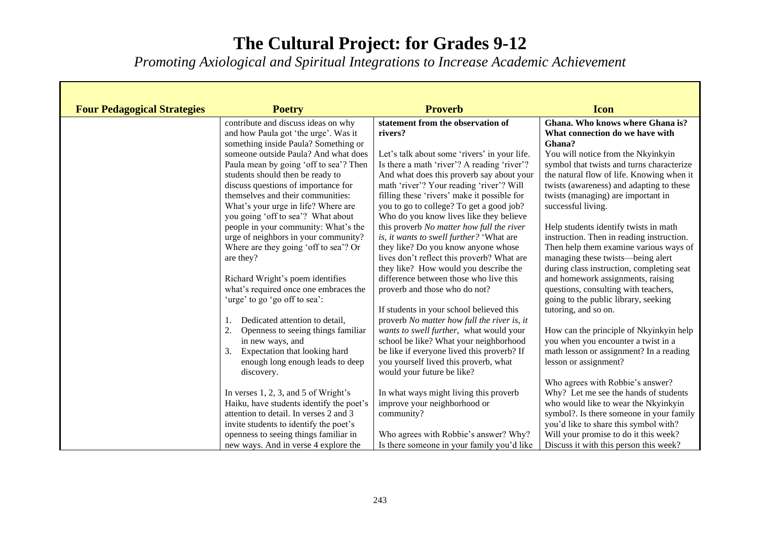# The Cultural Project: for Grades 9-12

*Promoting Axiological and Spiritual Integrations to Increase Academic Achievement*

| Four Pedagogical Strategies | Poetry | Proverb | Icon |
|---|---|---|---|
| | contribute and discuss ideas on why and how Paula got 'the urge'. Was it something inside Paula? Something or someone outside Paula? And what does Paula mean by going 'off to sea'? Then students should then be ready to discuss questions of importance for themselves and their communities: What's your urge in life? Where are you going 'off to sea'? What about people in your community: What's the urge of neighbors in your community? Where are they going 'off to sea'? Or are they?<br><br>Richard Wright's poem identifies what's required once one embraces the 'urge' to go 'go off to sea':<br><br>1. Dedicated attention to detail,<br>2. Openness to seeing things familiar in new ways, and<br>3. Expectation that looking hard enough long enough leads to deep discovery.<br><br>In verses 1, 2, 3, and 5 of Wright's Haiku, have students identify the poet's attention to detail. In verses 2 and 3 invite students to identify the poet's openness to seeing things familiar in new ways. And in verse 4 explore the | **statement from the observation of rivers?**<br><br>Let's talk about some 'rivers' in your life. Is there a math 'river'? A reading 'river'? And what does this proverb say about your math 'river'? Your reading 'river'? Will filling these 'rivers' make it possible for you to go to college? To get a good job? Who do you know lives like they believe this proverb *No matter how full the river is, it wants to swell further?* 'What are they like? Do you know anyone whose lives don't reflect this proverb? What are they like? How would you describe the difference between those who live this proverb and those who do not?<br><br>If students in your school believed this proverb *No matter how full the river is, it wants to swell further,* what would your school be like? What your neighborhood be like if everyone lived this proverb? If you yourself lived this proverb, what would your future be like?<br><br>In what ways might living this proverb improve your neighborhood or community?<br><br>Who agrees with Robbie's answer? Why? Is there someone in your family you'd like | **Ghana. Who knows where Ghana is? What connection do we have with Ghana?**<br>You will notice from the Nkyinkyin symbol that twists and turns characterize the natural flow of life. Knowing when it twists (awareness) and adapting to these twists (managing) are important in successful living.<br><br>Help students identify twists in math instruction. Then in reading instruction. Then help them examine various ways of managing these twists—being alert during class instruction, completing seat and homework assignments, raising questions, consulting with teachers, going to the public library, seeking tutoring, and so on.<br><br>How can the principle of Nkyinkyin help you when you encounter a twist in a math lesson or assignment? In a reading lesson or assignment?<br><br>Who agrees with Robbie's answer? Why? Let me see the hands of students who would like to wear the Nkyinkyin symbol?. Is there someone in your family you'd like to share this symbol with? Will your promise to do it this week? Discuss it with this person this week? |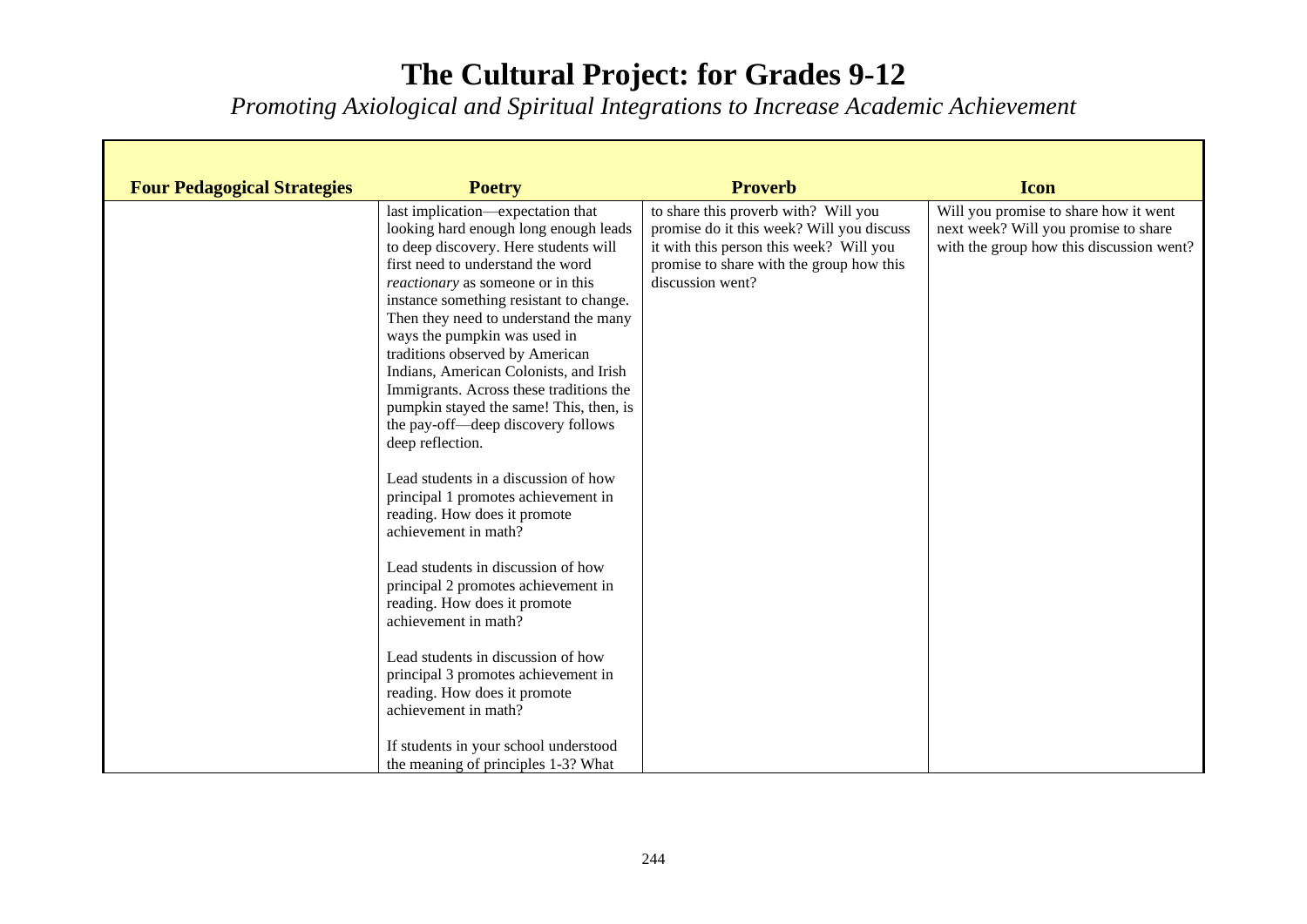# The Cultural Project: for Grades 9-12

*Promoting Axiological and Spiritual Integrations to Increase Academic Achievement*

| Four Pedagogical Strategies | Poetry | Proverb | Icon |
|---|---|---|---|
| | last implication—expectation that looking hard enough long enough leads to deep discovery. Here students will first need to understand the word *reactionary* as someone or in this instance something resistant to change. Then they need to understand the many ways the pumpkin was used in traditions observed by American Indians, American Colonists, and Irish Immigrants. Across these traditions the pumpkin stayed the same! This, then, is the pay-off—deep discovery follows deep reflection.<br><br>Lead students in a discussion of how principal 1 promotes achievement in reading. How does it promote achievement in math?<br><br>Lead students in discussion of how principal 2 promotes achievement in reading. How does it promote achievement in math?<br><br>Lead students in discussion of how principal 3 promotes achievement in reading. How does it promote achievement in math?<br><br>If students in your school understood the meaning of principles 1-3? What | to share this proverb with? Will you promise do it this week? Will you discuss it with this person this week? Will you promise to share with the group how this discussion went? | Will you promise to share how it went next week? Will you promise to share with the group how this discussion went? |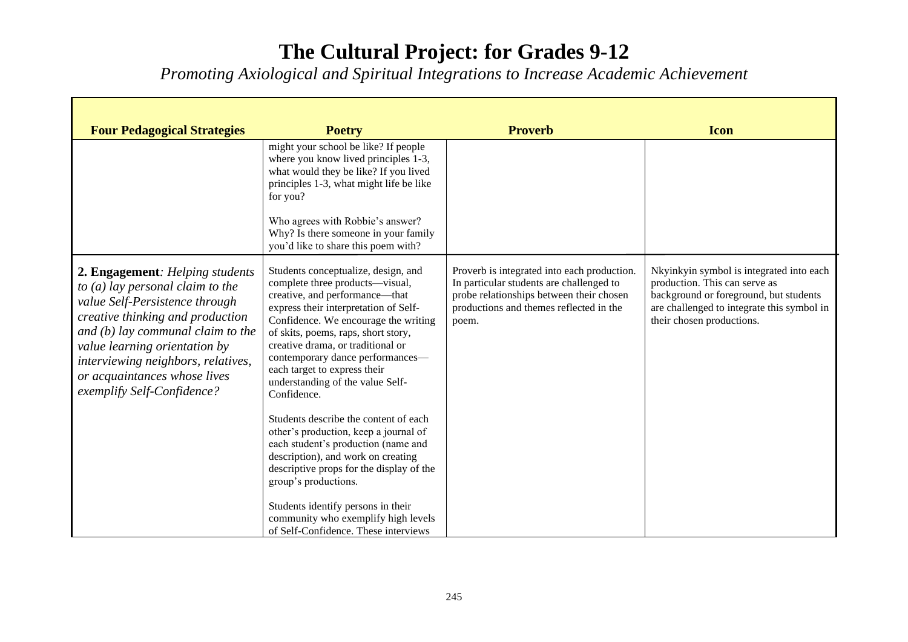# The Cultural Project: for Grades 9-12

*Promoting Axiological and Spiritual Integrations to Increase Academic Achievement*

| Four Pedagogical Strategies | Poetry | Proverb | Icon |
| --- | --- | --- | --- |
| | might your school be like? If people where you know lived principles 1-3, what would they be like? If you lived principles 1-3, what might life be like for you?<br><br>Who agrees with Robbie's answer? Why? Is there someone in your family you'd like to share this poem with? | | |
| **2. Engagement***: Helping students to (a) lay personal claim to the value Self-Persistence through creative thinking and production and (b) lay communal claim to the value learning orientation by interviewing neighbors, relatives, or acquaintances whose lives exemplify Self-Confidence?* | Students conceptualize, design, and complete three products—visual, creative, and performance—that express their interpretation of Self-Confidence. We encourage the writing of skits, poems, raps, short story, creative drama, or traditional or contemporary dance performances—each target to express their understanding of the value Self-Confidence.<br><br>Students describe the content of each other's production, keep a journal of each student's production (name and description), and work on creating descriptive props for the display of the group's productions.<br><br>Students identify persons in their community who exemplify high levels of Self-Confidence. These interviews | Proverb is integrated into each production. In particular students are challenged to probe relationships between their chosen productions and themes reflected in the poem. | Nkyinkyin symbol is integrated into each production. This can serve as background or foreground, but students are challenged to integrate this symbol in their chosen productions. |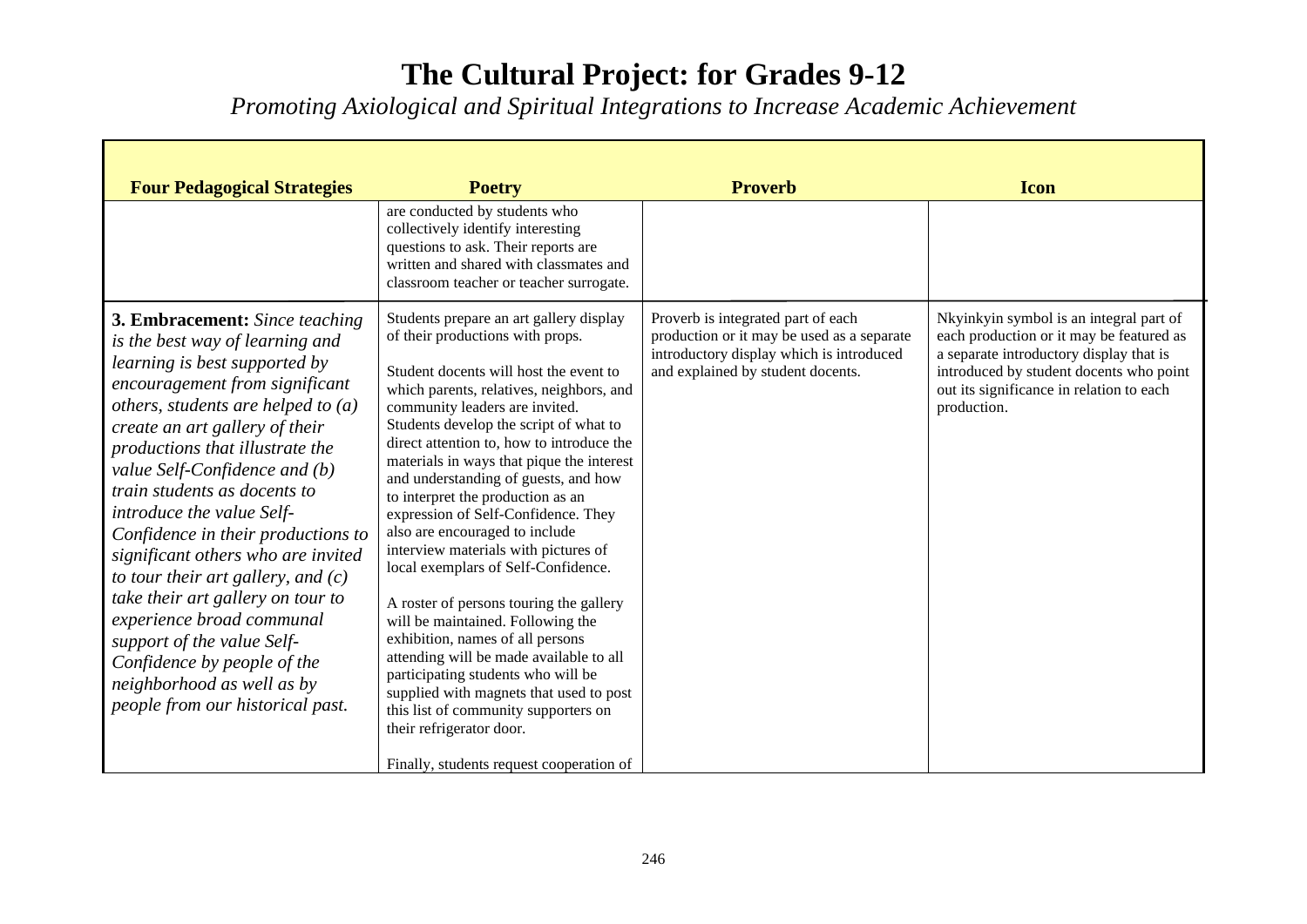# The Cultural Project: for Grades 9-12

*Promoting Axiological and Spiritual Integrations to Increase Academic Achievement*

| Four Pedagogical Strategies | Poetry | Proverb | Icon |
|---|---|---|---|
| | are conducted by students who collectively identify interesting questions to ask. Their reports are written and shared with classmates and classroom teacher or teacher surrogate. | | |
| **3. Embracement:** *Since teaching is the best way of learning and learning is best supported by encouragement from significant others, students are helped to (a) create an art gallery of their productions that illustrate the value Self-Confidence and (b) train students as docents to introduce the value Self-Confidence in their productions to significant others who are invited to tour their art gallery, and (c) take their art gallery on tour to experience broad communal support of the value Self-Confidence by people of the neighborhood as well as by people from our historical past.* | Students prepare an art gallery display of their productions with props.<br><br>Student docents will host the event to which parents, relatives, neighbors, and community leaders are invited. Students develop the script of what to direct attention to, how to introduce the materials in ways that pique the interest and understanding of guests, and how to interpret the production as an expression of Self-Confidence. They also are encouraged to include interview materials with pictures of local exemplars of Self-Confidence.<br><br>A roster of persons touring the gallery will be maintained. Following the exhibition, names of all persons attending will be made available to all participating students who will be supplied with magnets that used to post this list of community supporters on their refrigerator door.<br><br>Finally, students request cooperation of | Proverb is integrated part of each production or it may be used as a separate introductory display which is introduced and explained by student docents. | Nkyinkyin symbol is an integral part of each production or it may be featured as a separate introductory display that is introduced by student docents who point out its significance in relation to each production. |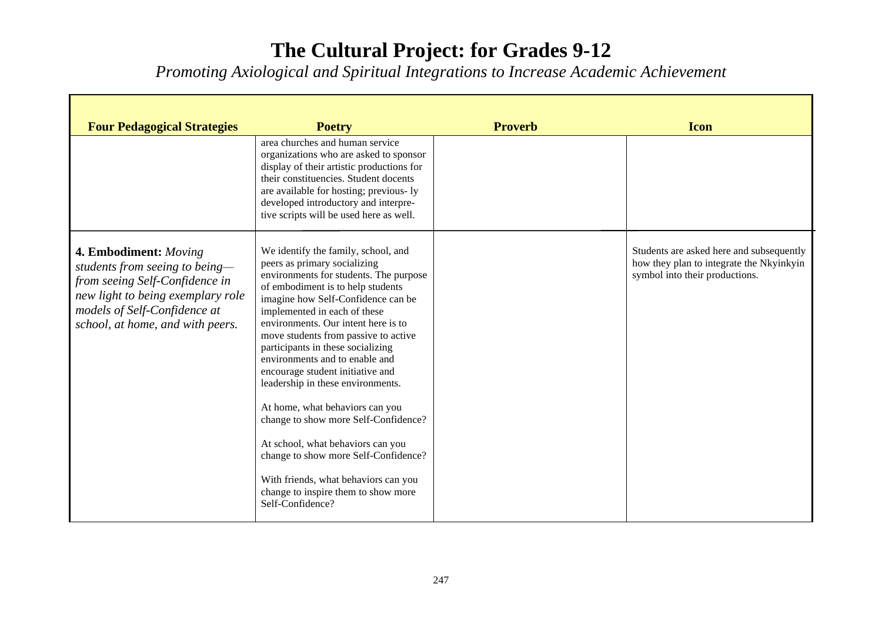# The Cultural Project: for Grades 9-12

*Promoting Axiological and Spiritual Integrations to Increase Academic Achievement*

| Four Pedagogical Strategies | Poetry | Proverb | Icon |
|---|---|---|---|
| | area churches and human service organizations who are asked to sponsor display of their artistic productions for their constituencies. Student docents are available for hosting; previous- ly developed introductory and interpre- tive scripts will be used here as well. | | |
| **4. Embodiment:** *Moving students from seeing to being—from seeing Self-Confidence in new light to being exemplary role models of Self-Confidence at school, at home, and with peers.* | We identify the family, school, and peers as primary socializing environments for students. The purpose of embodiment is to help students imagine how Self-Confidence can be implemented in each of these environments. Our intent here is to move students from passive to active participants in these socializing environments and to enable and encourage student initiative and leadership in these environments.<br><br>At home, what behaviors can you change to show more Self-Confidence?<br><br>At school, what behaviors can you change to show more Self-Confidence?<br><br>With friends, what behaviors can you change to inspire them to show more Self-Confidence? | | Students are asked here and subsequently how they plan to integrate the Nkyinkyin symbol into their productions. |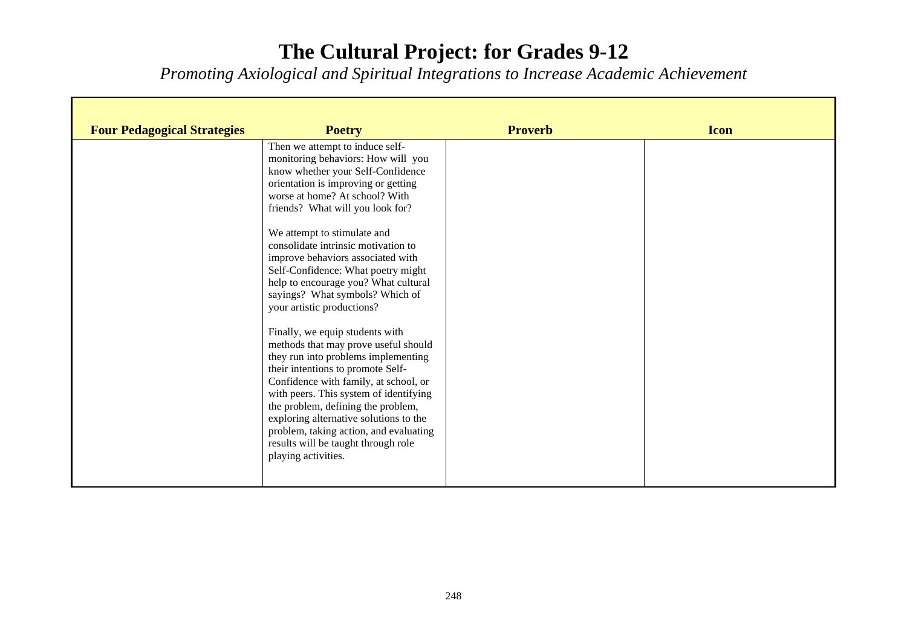# The Cultural Project: for Grades 9-12

*Promoting Axiological and Spiritual Integrations to Increase Academic Achievement*

| Four Pedagogical Strategies | Poetry | Proverb | Icon |
|---|---|---|---|
| | Then we attempt to induce self-monitoring behaviors: How will you know whether your Self-Confidence orientation is improving or getting worse at home? At school? With friends? What will you look for?<br><br>We attempt to stimulate and consolidate intrinsic motivation to improve behaviors associated with Self-Confidence: What poetry might help to encourage you? What cultural sayings? What symbols? Which of your artistic productions?<br><br>Finally, we equip students with methods that may prove useful should they run into problems implementing their intentions to promote Self-Confidence with family, at school, or with peers. This system of identifying the problem, defining the problem, exploring alternative solutions to the problem, taking action, and evaluating results will be taught through role playing activities. | | |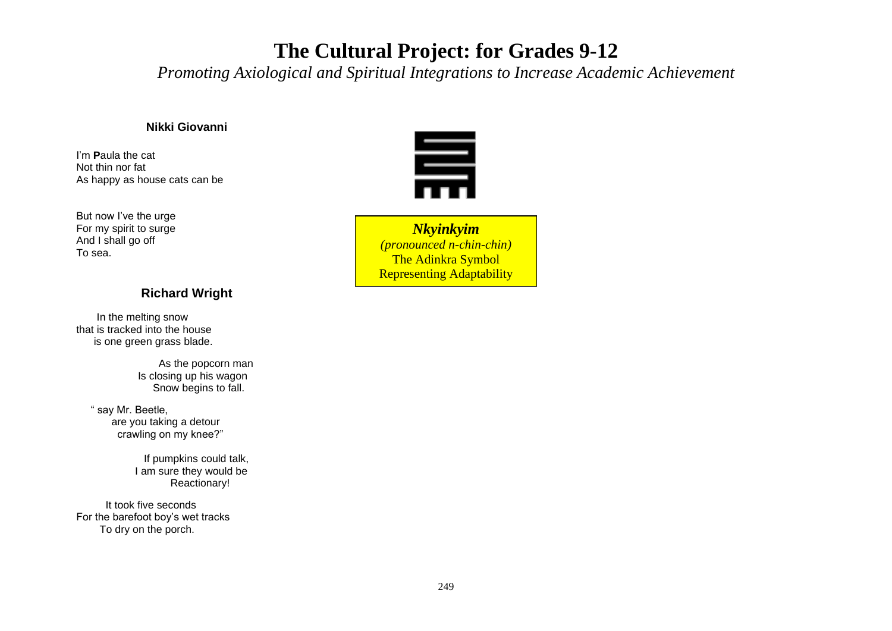# The Cultural Project: for Grades 9-12

*Promoting Axiological and Spiritual Integrations to Increase Academic Achievement*

**Nikki Giovanni**

I'm **P**aula the cat
Not thin nor fat
As happy as house cats can be

But now I've the urge
For my spirit to surge
And I shall go off
To sea.

**Richard Wright**

In the melting snow
that is tracked into the house
is one green grass blade.

As the popcorn man
Is closing up his wagon
Snow begins to fall.

" say Mr. Beetle,
are you taking a detour
crawling on my knee?"

If pumpkins could talk,
I am sure they would be
Reactionary!

It took five seconds
For the barefoot boy's wet tracks
To dry on the porch.

***Nkyinkyim***
*(pronounced n-chin-chin)*
The Adinkra Symbol
Representing Adaptability